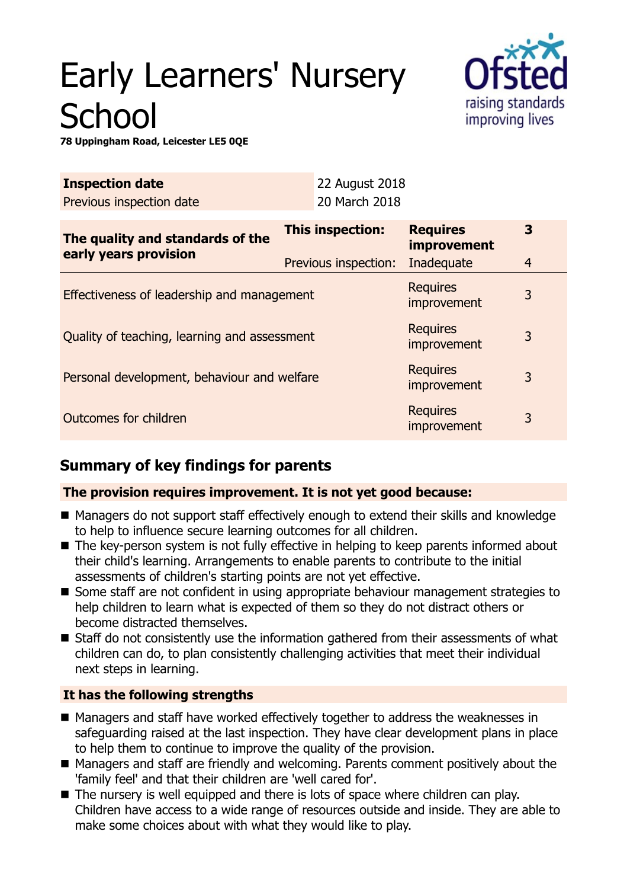# Early Learners' Nursery School

**78 Uppingham Road, Leicester LE5 0QE**

| **Inspection date** | 22 August 2018 |
| --- | --- |
| Previous inspection date | 20 March 2018 |

| **The quality and standards of the early years provision** | **This inspection:** | **Requires improvement** | **3** |
| --- | --- | --- | --- |
| | Previous inspection: | Inadequate | 4 |
| Effectiveness of leadership and management | | Requires improvement | 3 |
| Quality of teaching, learning and assessment | | Requires improvement | 3 |
| Personal development, behaviour and welfare | | Requires improvement | 3 |
| Outcomes for children | | Requires improvement | 3 |

## Summary of key findings for parents

**The provision requires improvement. It is not yet good because:**

- Managers do not support staff effectively enough to extend their skills and knowledge to help to influence secure learning outcomes for all children.
- The key-person system is not fully effective in helping to keep parents informed about their child's learning. Arrangements to enable parents to contribute to the initial assessments of children's starting points are not yet effective.
- Some staff are not confident in using appropriate behaviour management strategies to help children to learn what is expected of them so they do not distract others or become distracted themselves.
- Staff do not consistently use the information gathered from their assessments of what children can do, to plan consistently challenging activities that meet their individual next steps in learning.

**It has the following strengths**

- Managers and staff have worked effectively together to address the weaknesses in safeguarding raised at the last inspection. They have clear development plans in place to help them to continue to improve the quality of the provision.
- Managers and staff are friendly and welcoming. Parents comment positively about the 'family feel' and that their children are 'well cared for'.
- The nursery is well equipped and there is lots of space where children can play. Children have access to a wide range of resources outside and inside. They are able to make some choices about with what they would like to play.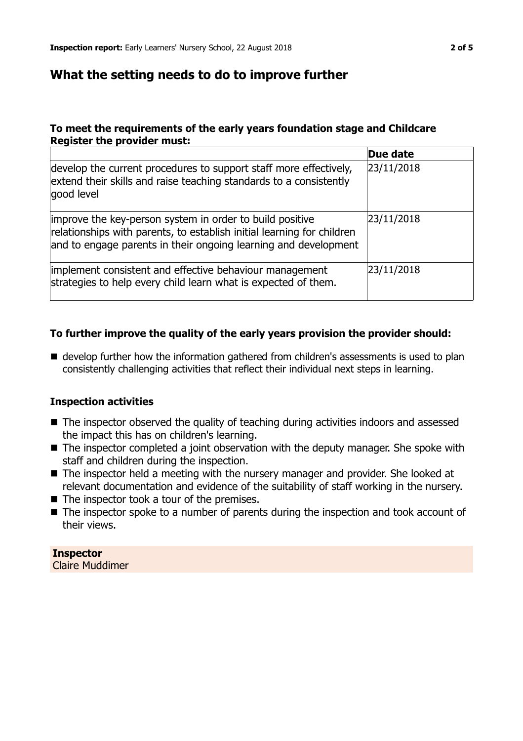## What the setting needs to do to improve further

### To meet the requirements of the early years foundation stage and Childcare Register the provider must:

| | Due date |
|---|---|
| develop the current procedures to support staff more effectively, extend their skills and raise teaching standards to a consistently good level | 23/11/2018 |
| improve the key-person system in order to build positive relationships with parents, to establish initial learning for children and to engage parents in their ongoing learning and development | 23/11/2018 |
| implement consistent and effective behaviour management strategies to help every child learn what is expected of them. | 23/11/2018 |

### To further improve the quality of the early years provision the provider should:

- develop further how the information gathered from children's assessments is used to plan consistently challenging activities that reflect their individual next steps in learning.

### Inspection activities

- The inspector observed the quality of teaching during activities indoors and assessed the impact this has on children's learning.
- The inspector completed a joint observation with the deputy manager. She spoke with staff and children during the inspection.
- The inspector held a meeting with the nursery manager and provider. She looked at relevant documentation and evidence of the suitability of staff working in the nursery.
- The inspector took a tour of the premises.
- The inspector spoke to a number of parents during the inspection and took account of their views.

**Inspector**
Claire Muddimer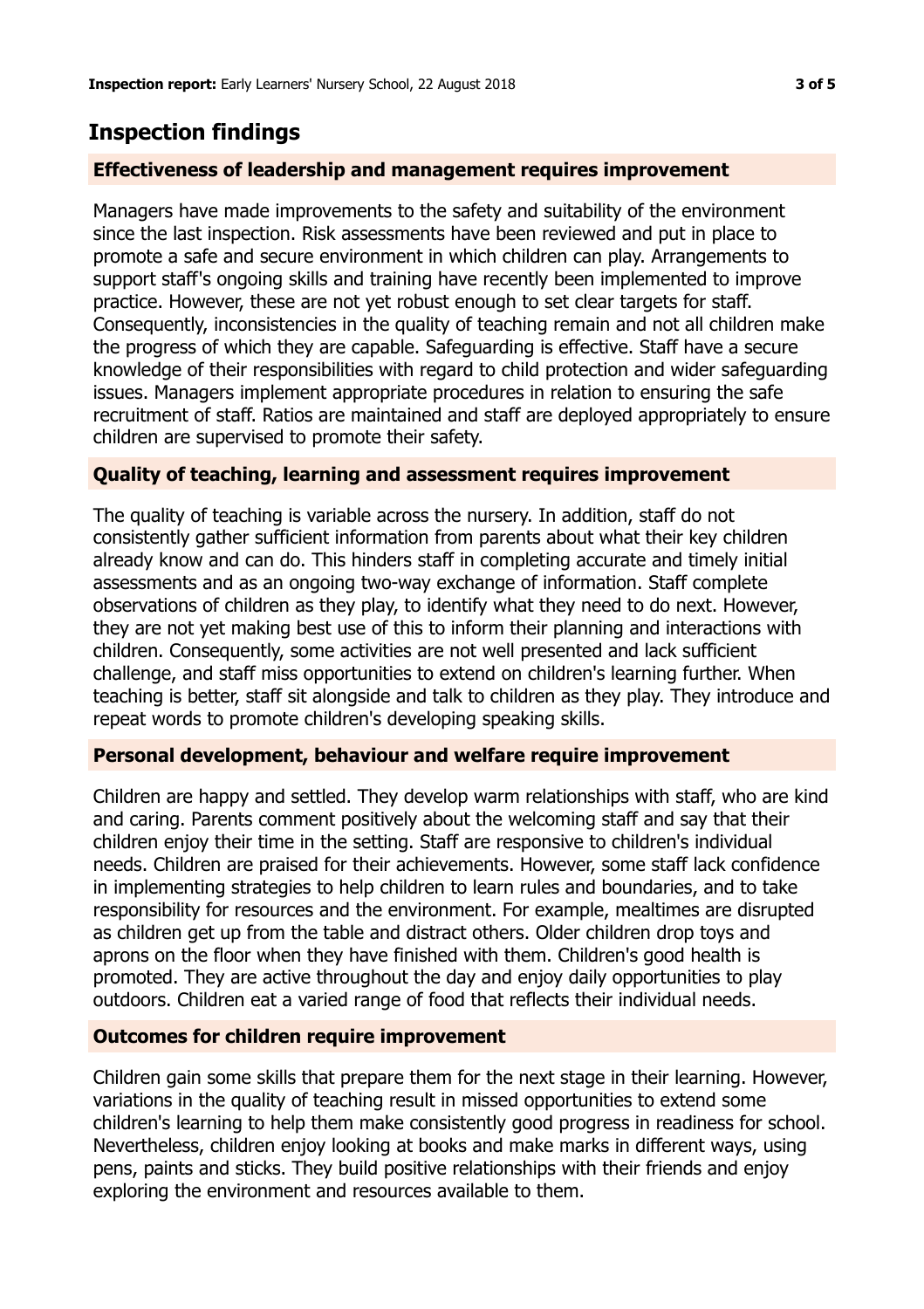## Inspection findings

### Effectiveness of leadership and management requires improvement

Managers have made improvements to the safety and suitability of the environment since the last inspection. Risk assessments have been reviewed and put in place to promote a safe and secure environment in which children can play. Arrangements to support staff's ongoing skills and training have recently been implemented to improve practice. However, these are not yet robust enough to set clear targets for staff. Consequently, inconsistencies in the quality of teaching remain and not all children make the progress of which they are capable. Safeguarding is effective. Staff have a secure knowledge of their responsibilities with regard to child protection and wider safeguarding issues. Managers implement appropriate procedures in relation to ensuring the safe recruitment of staff. Ratios are maintained and staff are deployed appropriately to ensure children are supervised to promote their safety.

### Quality of teaching, learning and assessment requires improvement

The quality of teaching is variable across the nursery. In addition, staff do not consistently gather sufficient information from parents about what their key children already know and can do. This hinders staff in completing accurate and timely initial assessments and as an ongoing two-way exchange of information. Staff complete observations of children as they play, to identify what they need to do next. However, they are not yet making best use of this to inform their planning and interactions with children. Consequently, some activities are not well presented and lack sufficient challenge, and staff miss opportunities to extend on children's learning further. When teaching is better, staff sit alongside and talk to children as they play. They introduce and repeat words to promote children's developing speaking skills.

### Personal development, behaviour and welfare require improvement

Children are happy and settled. They develop warm relationships with staff, who are kind and caring. Parents comment positively about the welcoming staff and say that their children enjoy their time in the setting. Staff are responsive to children's individual needs. Children are praised for their achievements. However, some staff lack confidence in implementing strategies to help children to learn rules and boundaries, and to take responsibility for resources and the environment. For example, mealtimes are disrupted as children get up from the table and distract others. Older children drop toys and aprons on the floor when they have finished with them. Children's good health is promoted. They are active throughout the day and enjoy daily opportunities to play outdoors. Children eat a varied range of food that reflects their individual needs.

### Outcomes for children require improvement

Children gain some skills that prepare them for the next stage in their learning. However, variations in the quality of teaching result in missed opportunities to extend some children's learning to help them make consistently good progress in readiness for school. Nevertheless, children enjoy looking at books and make marks in different ways, using pens, paints and sticks. They build positive relationships with their friends and enjoy exploring the environment and resources available to them.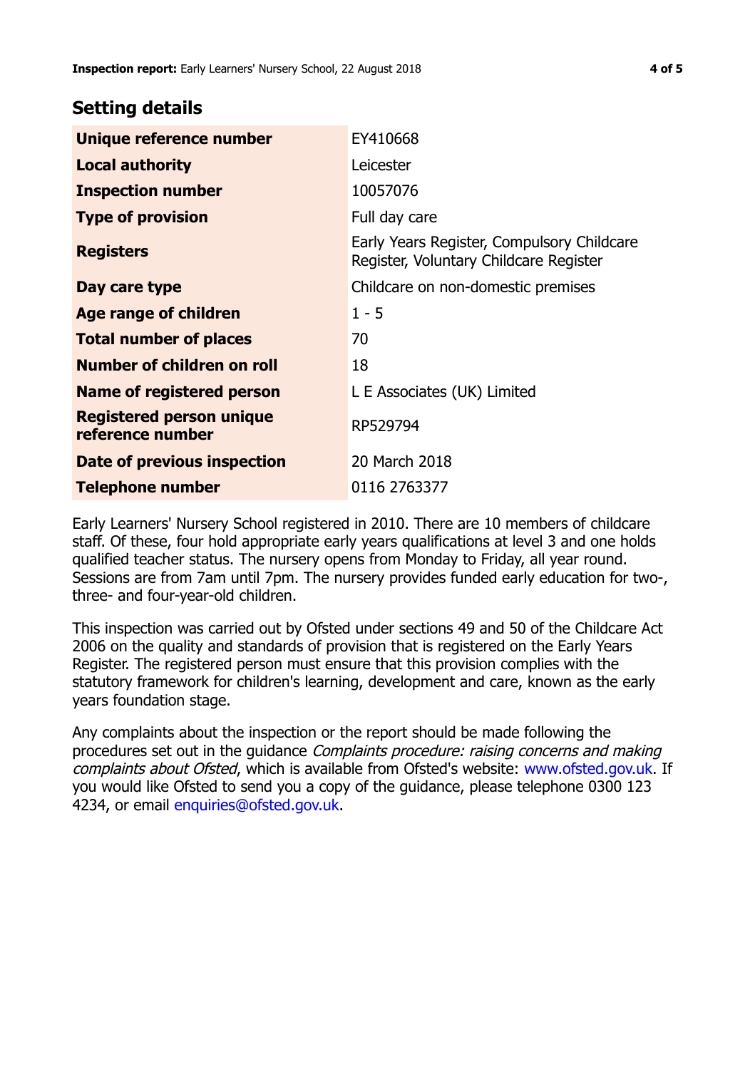## Setting details

| | |
|---|---|
| **Unique reference number** | EY410668 |
| **Local authority** | Leicester |
| **Inspection number** | 10057076 |
| **Type of provision** | Full day care |
| **Registers** | Early Years Register, Compulsory Childcare Register, Voluntary Childcare Register |
| **Day care type** | Childcare on non-domestic premises |
| **Age range of children** | 1 - 5 |
| **Total number of places** | 70 |
| **Number of children on roll** | 18 |
| **Name of registered person** | L E Associates (UK) Limited |
| **Registered person unique reference number** | RP529794 |
| **Date of previous inspection** | 20 March 2018 |
| **Telephone number** | 0116 2763377 |

Early Learners' Nursery School registered in 2010. There are 10 members of childcare staff. Of these, four hold appropriate early years qualifications at level 3 and one holds qualified teacher status. The nursery opens from Monday to Friday, all year round. Sessions are from 7am until 7pm. The nursery provides funded early education for two-, three- and four-year-old children.

This inspection was carried out by Ofsted under sections 49 and 50 of the Childcare Act 2006 on the quality and standards of provision that is registered on the Early Years Register. The registered person must ensure that this provision complies with the statutory framework for children's learning, development and care, known as the early years foundation stage.

Any complaints about the inspection or the report should be made following the procedures set out in the guidance *Complaints procedure: raising concerns and making complaints about Ofsted*, which is available from Ofsted's website: www.ofsted.gov.uk. If you would like Ofsted to send you a copy of the guidance, please telephone 0300 123 4234, or email enquiries@ofsted.gov.uk.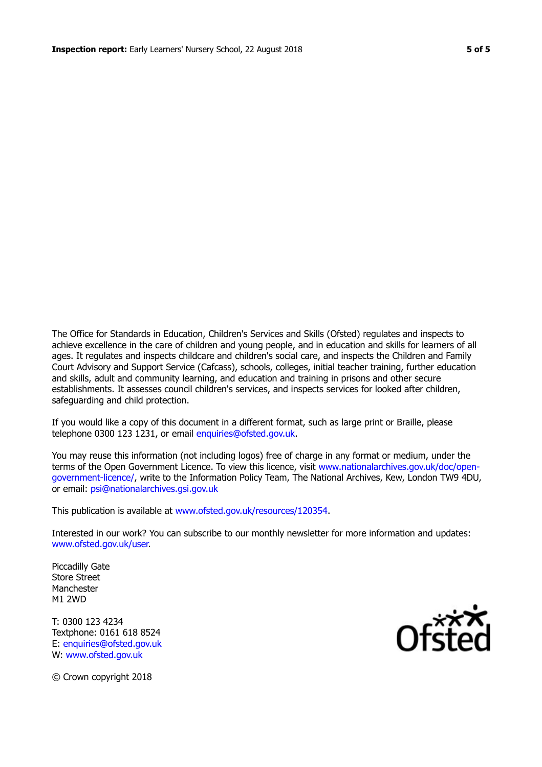The Office for Standards in Education, Children's Services and Skills (Ofsted) regulates and inspects to achieve excellence in the care of children and young people, and in education and skills for learners of all ages. It regulates and inspects childcare and children's social care, and inspects the Children and Family Court Advisory and Support Service (Cafcass), schools, colleges, initial teacher training, further education and skills, adult and community learning, and education and training in prisons and other secure establishments. It assesses council children's services, and inspects services for looked after children, safeguarding and child protection.

If you would like a copy of this document in a different format, such as large print or Braille, please telephone 0300 123 1231, or email enquiries@ofsted.gov.uk.

You may reuse this information (not including logos) free of charge in any format or medium, under the terms of the Open Government Licence. To view this licence, visit www.nationalarchives.gov.uk/doc/open-government-licence/, write to the Information Policy Team, The National Archives, Kew, London TW9 4DU, or email: psi@nationalarchives.gsi.gov.uk

This publication is available at www.ofsted.gov.uk/resources/120354.

Interested in our work? You can subscribe to our monthly newsletter for more information and updates: www.ofsted.gov.uk/user.

Piccadilly Gate  
Store Street  
Manchester  
M1 2WD

T: 0300 123 4234  
Textphone: 0161 618 8524  
E: enquiries@ofsted.gov.uk  
W: www.ofsted.gov.uk

© Crown copyright 2018